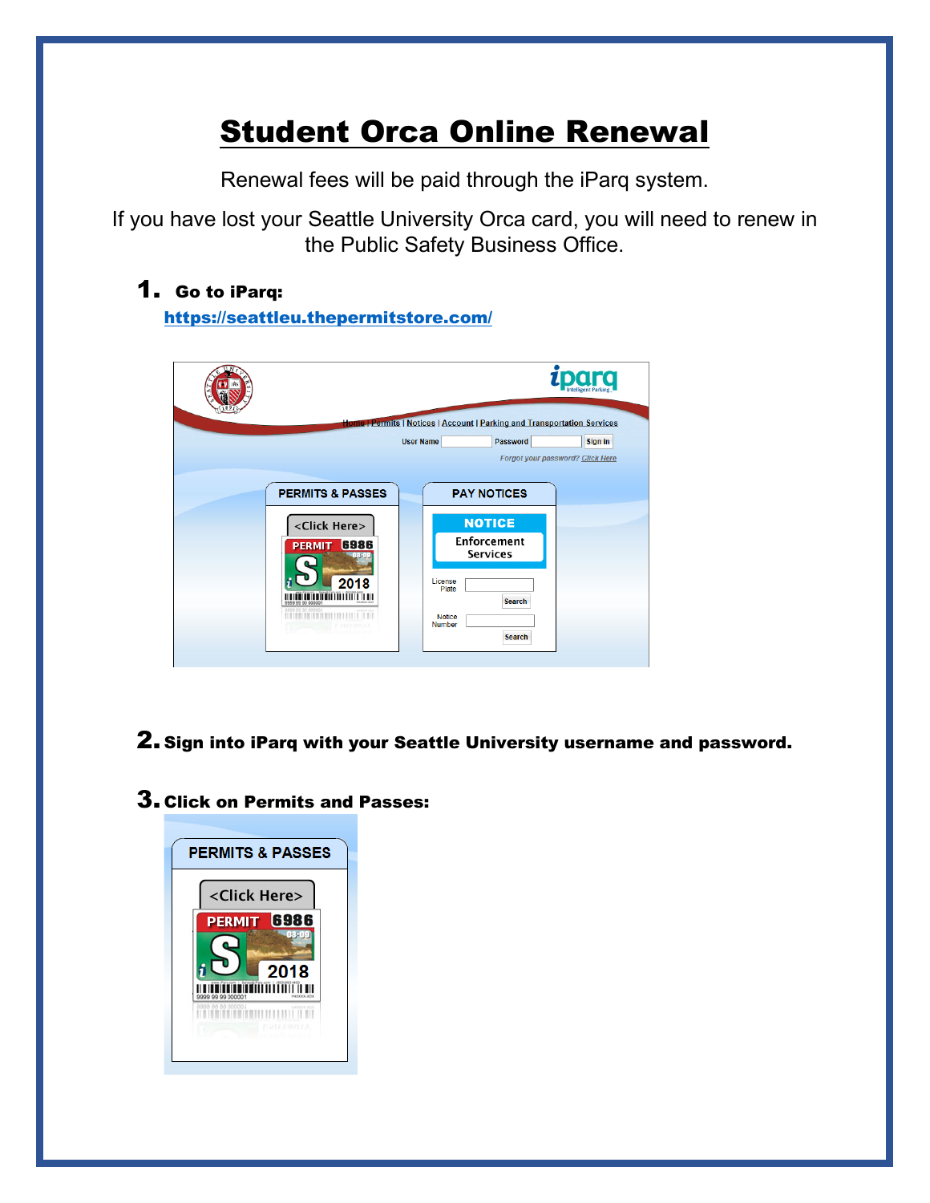# Student Orca Online Renewal

Renewal fees will be paid through the iParq system.

If you have lost your Seattle University Orca card, you will need to renew in the Public Safety Business Office.

1. **Go to iParq:**
   **https://seattleu.thepermitstore.com/**

2. **Sign into iParq with your Seattle University username and password.**

3. **Click on Permits and Passes:**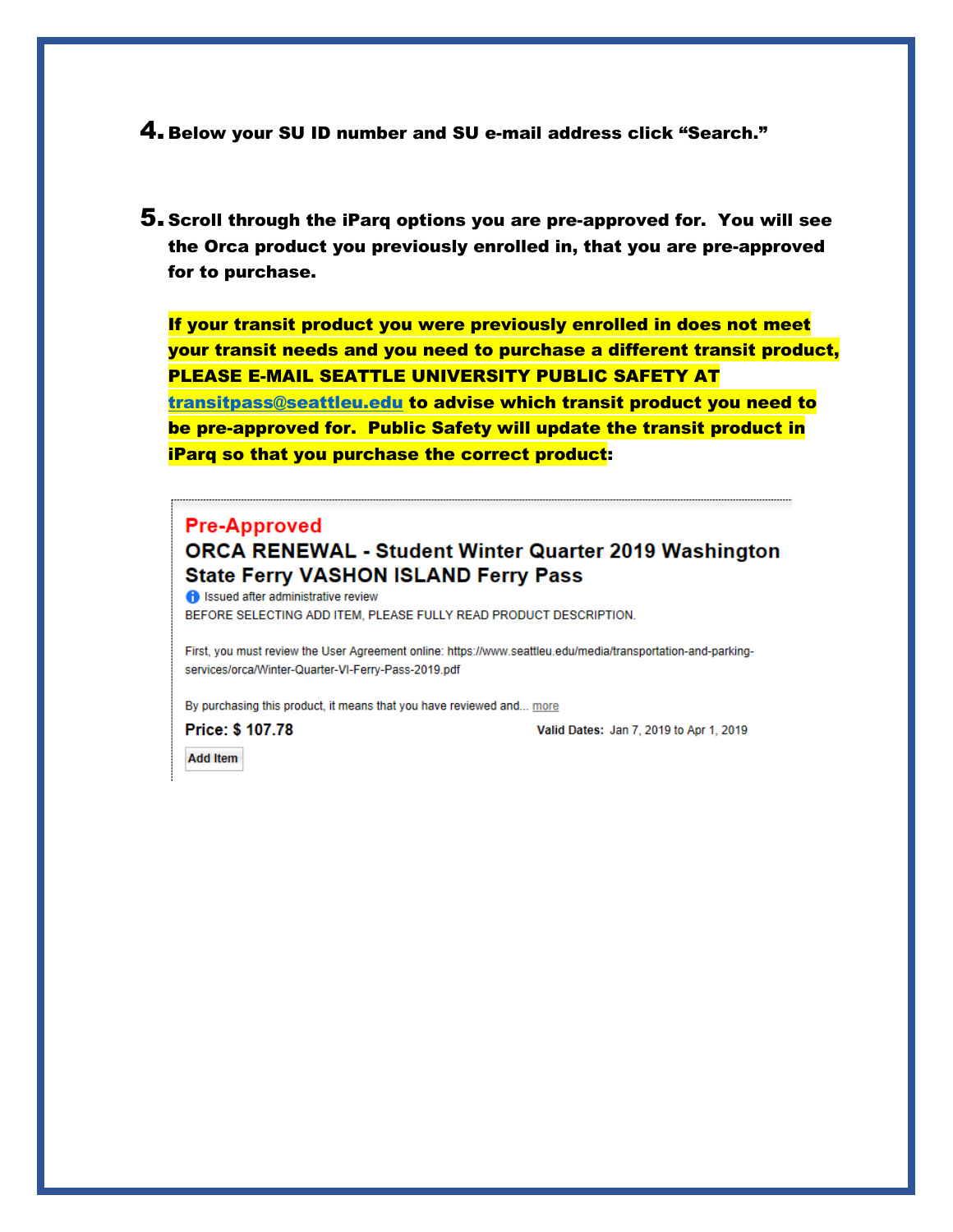4. **Below your SU ID number and SU e-mail address click "Search."**

5. **Scroll through the iParq options you are pre-approved for. You will see the Orca product you previously enrolled in, that you are pre-approved for to purchase.**

   **If your transit product you were previously enrolled in does not meet your transit needs and you need to purchase a different transit product, PLEASE E-MAIL SEATTLE UNIVERSITY PUBLIC SAFETY AT [transitpass@seattleu.edu](mailto:transitpass@seattleu.edu) to advise which transit product you need to be pre-approved for. Public Safety will update the transit product in iParq so that you purchase the correct product:**

---

**Pre-Approved**

**ORCA RENEWAL - Student Winter Quarter 2019 Washington State Ferry VASHON ISLAND Ferry Pass**

Issued after administrative review

BEFORE SELECTING ADD ITEM, PLEASE FULLY READ PRODUCT DESCRIPTION.

First, you must review the User Agreement online: https://www.seattleu.edu/media/transportation-and-parking-services/orca/Winter-Quarter-VI-Ferry-Pass-2019.pdf

By purchasing this product, it means that you have reviewed and... more

**Price: $ 107.78** **Valid Dates:** Jan 7, 2019 to Apr 1, 2019

Add Item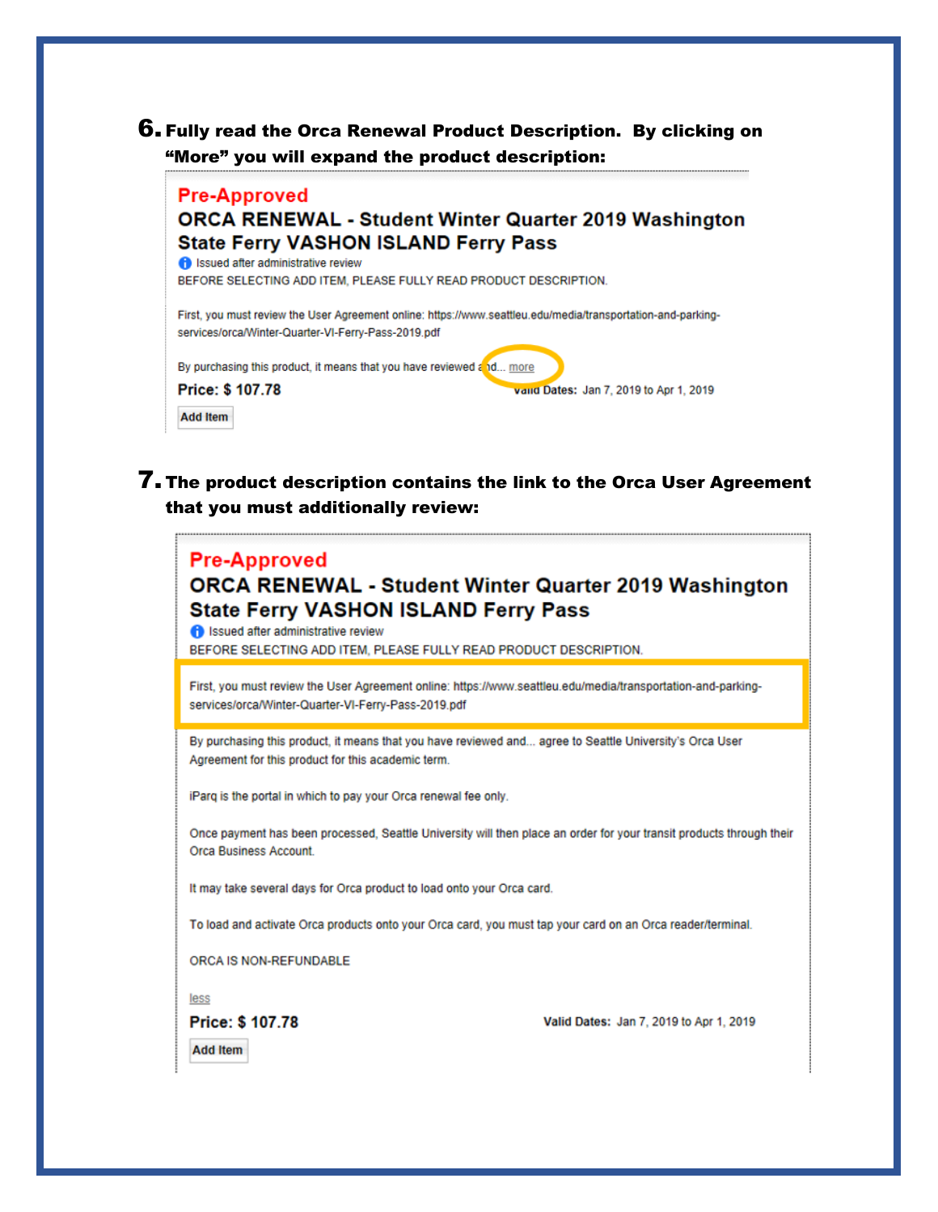6. **Fully read the Orca Renewal Product Description. By clicking on "More" you will expand the product description:**

**Pre-Approved**

**ORCA RENEWAL - Student Winter Quarter 2019 Washington State Ferry VASHON ISLAND Ferry Pass**

Issued after administrative review

BEFORE SELECTING ADD ITEM, PLEASE FULLY READ PRODUCT DESCRIPTION.

First, you must review the User Agreement online: https://www.seattleu.edu/media/transportation-and-parking-services/orca/Winter-Quarter-VI-Ferry-Pass-2019.pdf

By purchasing this product, it means that you have reviewed and... more

**Price: $ 107.78** **Valid Dates:** Jan 7, 2019 to Apr 1, 2019

Add Item

7. **The product description contains the link to the Orca User Agreement that you must additionally review:**

**Pre-Approved**

**ORCA RENEWAL - Student Winter Quarter 2019 Washington State Ferry VASHON ISLAND Ferry Pass**

Issued after administrative review

BEFORE SELECTING ADD ITEM, PLEASE FULLY READ PRODUCT DESCRIPTION.

First, you must review the User Agreement online: https://www.seattleu.edu/media/transportation-and-parking-services/orca/Winter-Quarter-VI-Ferry-Pass-2019.pdf

By purchasing this product, it means that you have reviewed and... agree to Seattle University's Orca User Agreement for this product for this academic term.

iParq is the portal in which to pay your Orca renewal fee only.

Once payment has been processed, Seattle University will then place an order for your transit products through their Orca Business Account.

It may take several days for Orca product to load onto your Orca card.

To load and activate Orca products onto your Orca card, you must tap your card on an Orca reader/terminal.

ORCA IS NON-REFUNDABLE

less

**Price: $ 107.78** **Valid Dates:** Jan 7, 2019 to Apr 1, 2019

Add Item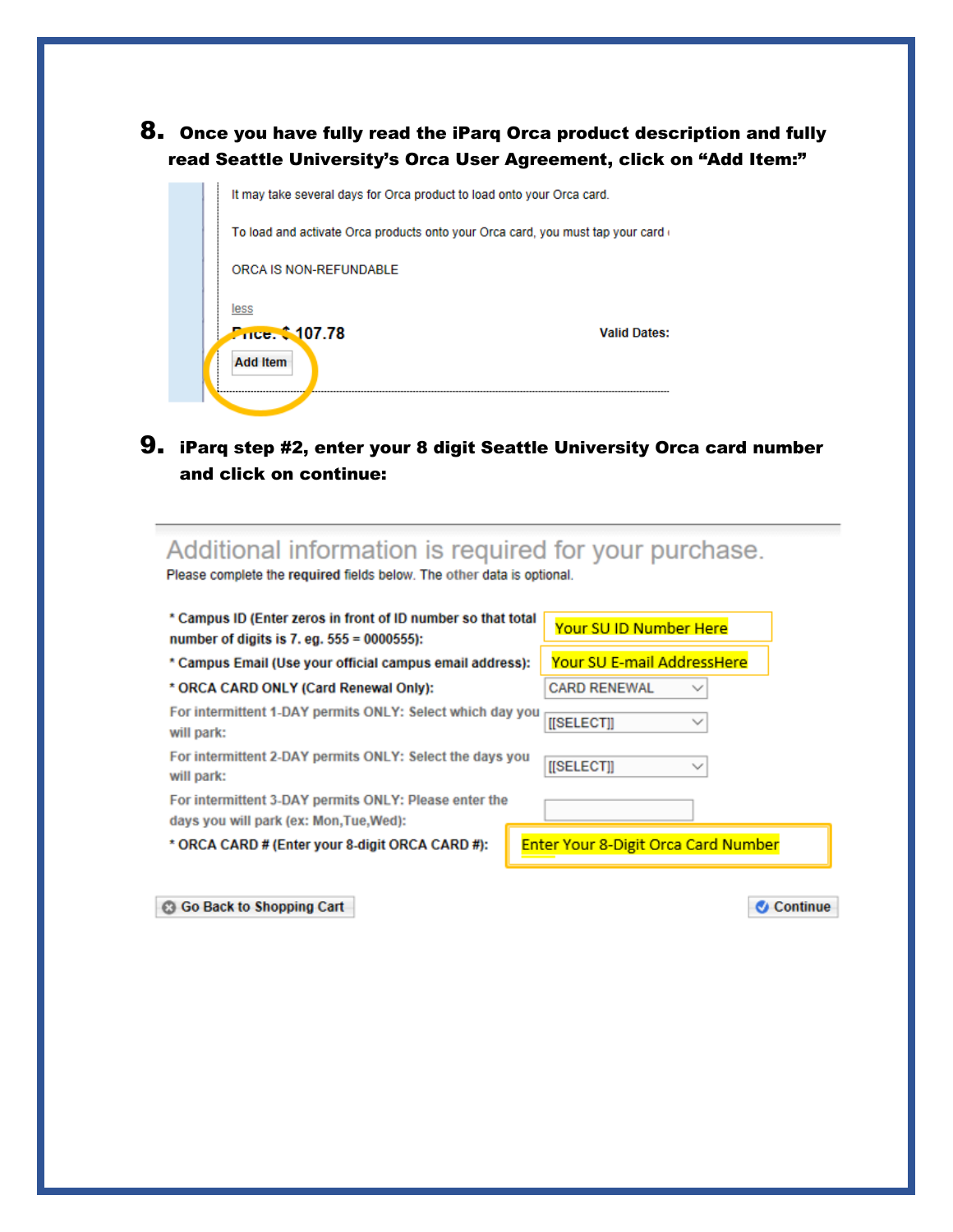8. **Once you have fully read the iParq Orca product description and fully read Seattle University's Orca User Agreement, click on "Add Item:"**

It may take several days for Orca product to load onto your Orca card.

To load and activate Orca products onto your Orca card, you must tap your card

ORCA IS NON-REFUNDABLE

less

Price: $ 107.78

Valid Dates:

Add Item

9. **iParq step #2, enter your 8 digit Seattle University Orca card number and click on continue:**

Additional information is required for your purchase.

Please complete the **required** fields below. The other data is optional.

| | |
|---|---|
| * Campus ID (Enter zeros in front of ID number so that total number of digits is 7. eg. 555 = 0000555): | Your SU ID Number Here |
| * Campus Email (Use your official campus email address): | Your SU E-mail AddressHere |
| * ORCA CARD ONLY (Card Renewal Only): | CARD RENEWAL |
| For intermittent 1-DAY permits ONLY: Select which day you will park: | [[SELECT]] |
| For intermittent 2-DAY permits ONLY: Select the days you will park: | [[SELECT]] |
| For intermittent 3-DAY permits ONLY: Please enter the days you will park (ex: Mon,Tue,Wed): | |
| * ORCA CARD # (Enter your 8-digit ORCA CARD #): | Enter Your 8-Digit Orca Card Number |

Go Back to Shopping Cart

Continue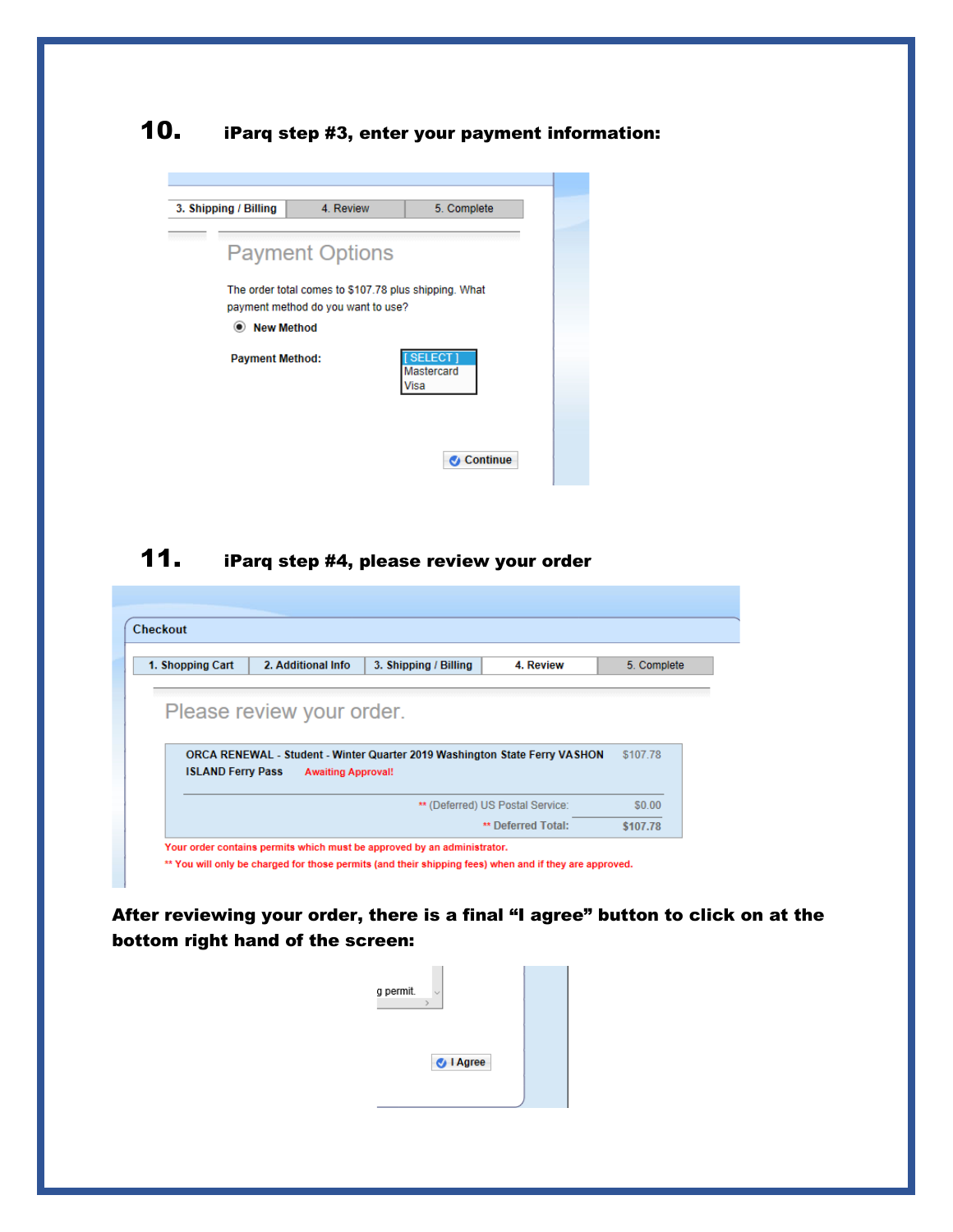**10.** **iParq step #3, enter your payment information:**

3. Shipping / Billing | 4. Review | 5. Complete

Payment Options

The order total comes to $107.78 plus shipping. What payment method do you want to use?

New Method

**Payment Method:** [ SELECT ] Mastercard Visa

Continue

**11.** **iParq step #4, please review your order**

Checkout

1. Shopping Cart | 2. Additional Info | 3. Shipping / Billing | 4. Review | 5. Complete

Please review your order.

| | |
|---|---|
| ORCA RENEWAL - Student - Winter Quarter 2019 Washington State Ferry VASHON ISLAND Ferry Pass Awaiting Approval! | $107.78 |
| ** (Deferred) US Postal Service: | $0.00 |
| ** Deferred Total: | $107.78 |

Your order contains permits which must be approved by an administrator.

** You will only be charged for those permits (and their shipping fees) when and if they are approved.

**After reviewing your order, there is a final "I agree" button to click on at the bottom right hand of the screen:**

g permit.

I Agree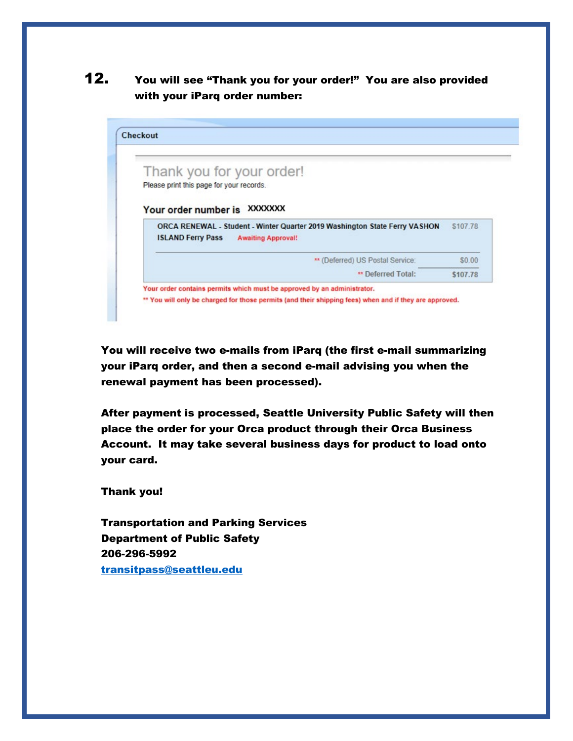12. **You will see "Thank you for your order!" You are also provided with your iParq order number:**

Checkout

Thank you for your order!

Please print this page for your records.

**Your order number is XXXXXXX**

| | |
|---|---|
| ORCA RENEWAL - Student - Winter Quarter 2019 Washington State Ferry VASHON ISLAND Ferry Pass Awaiting Approval! | $107.78 |
| ** (Deferred) US Postal Service: | $0.00 |
| ** Deferred Total: | $107.78 |

Your order contains permits which must be approved by an administrator.

** You will only be charged for those permits (and their shipping fees) when and if they are approved.

**You will receive two e-mails from iParq (the first e-mail summarizing your iParq order, and then a second e-mail advising you when the renewal payment has been processed).**

**After payment is processed, Seattle University Public Safety will then place the order for your Orca product through their Orca Business Account. It may take several business days for product to load onto your card.**

**Thank you!**

**Transportation and Parking Services**
**Department of Public Safety**
**206-296-5992**
**transitpass@seattleu.edu**